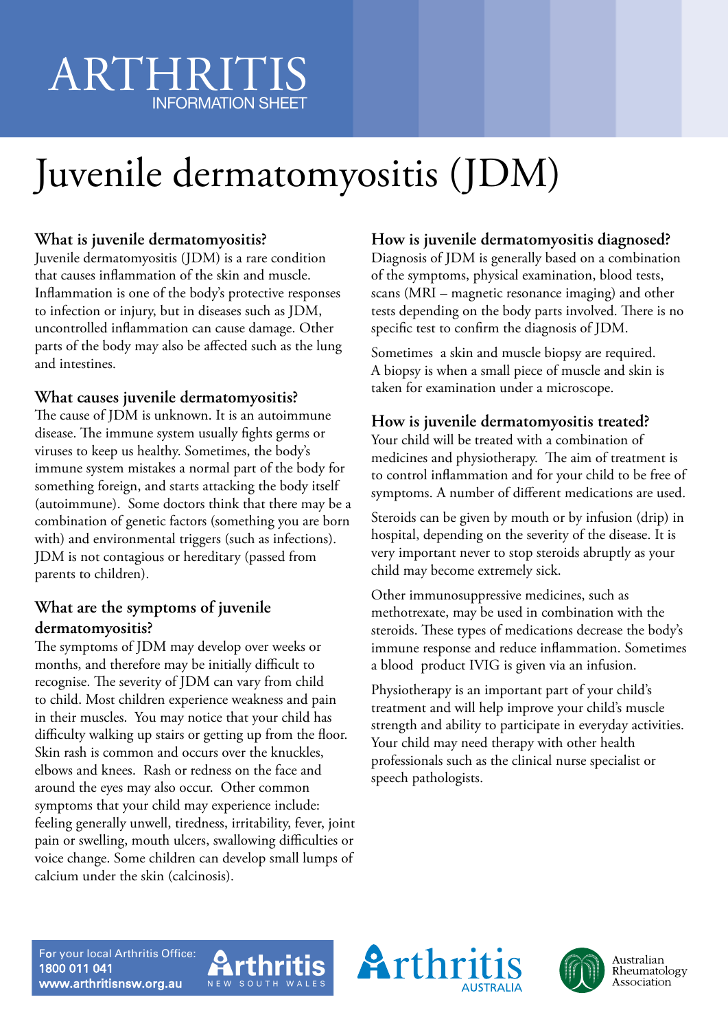# ARTHRITIS INFORMATION SHEET

# Juvenile dermatomyositis (JDM)

## What is juvenile dermatomyositis?

Juvenile dermatomyositis (JDM) is a rare condition that causes inflammation of the skin and muscle. Inflammation is one of the body's protective responses to infection or injury, but in diseases such as JDM, uncontrolled inflammation can cause damage. Other parts of the body may also be affected such as the lung and intestines.

## What causes juvenile dermatomyositis?

The cause of JDM is unknown. It is an autoimmune disease. The immune system usually fights germs or viruses to keep us healthy. Sometimes, the body's immune system mistakes a normal part of the body for something foreign, and starts attacking the body itself (autoimmune). Some doctors think that there may be a combination of genetic factors (something you are born with) and environmental triggers (such as infections). JDM is not contagious or hereditary (passed from parents to children).

## What are the symptoms of juvenile dermatomyositis?

The symptoms of JDM may develop over weeks or months, and therefore may be initially difficult to recognise. The severity of JDM can vary from child to child. Most children experience weakness and pain in their muscles. You may notice that your child has difficulty walking up stairs or getting up from the floor. Skin rash is common and occurs over the knuckles, elbows and knees. Rash or redness on the face and around the eyes may also occur. Other common symptoms that your child may experience include: feeling generally unwell, tiredness, irritability, fever, joint pain or swelling, mouth ulcers, swallowing difficulties or voice change. Some children can develop small lumps of calcium under the skin (calcinosis).

## How is juvenile dermatomyositis diagnosed?

Diagnosis of JDM is generally based on a combination of the symptoms, physical examination, blood tests, scans (MRI – magnetic resonance imaging) and other tests depending on the body parts involved. There is no specific test to confirm the diagnosis of JDM.

Sometimes a skin and muscle biopsy are required. A biopsy is when a small piece of muscle and skin is taken for examination under a microscope.

## How is juvenile dermatomyositis treated?

Your child will be treated with a combination of medicines and physiotherapy. The aim of treatment is to control inflammation and for your child to be free of symptoms. A number of different medications are used.

Steroids can be given by mouth or by infusion (drip) in hospital, depending on the severity of the disease. It is very important never to stop steroids abruptly as your child may become extremely sick.

Other immunosuppressive medicines, such as methotrexate, may be used in combination with the steroids. These types of medications decrease the body's immune response and reduce inflammation. Sometimes a blood product IVIG is given via an infusion.

Physiotherapy is an important part of your child's treatment and will help improve your child's muscle strength and ability to participate in everyday activities. Your child may need therapy with other health professionals such as the clinical nurse specialist or speech pathologists.

For your local Arthritis Office:
**1800 011 041**
**www.arthritisnsw.org.au**

Arthritis New South Wales | Arthritis Australia | Australian Rheumatology Association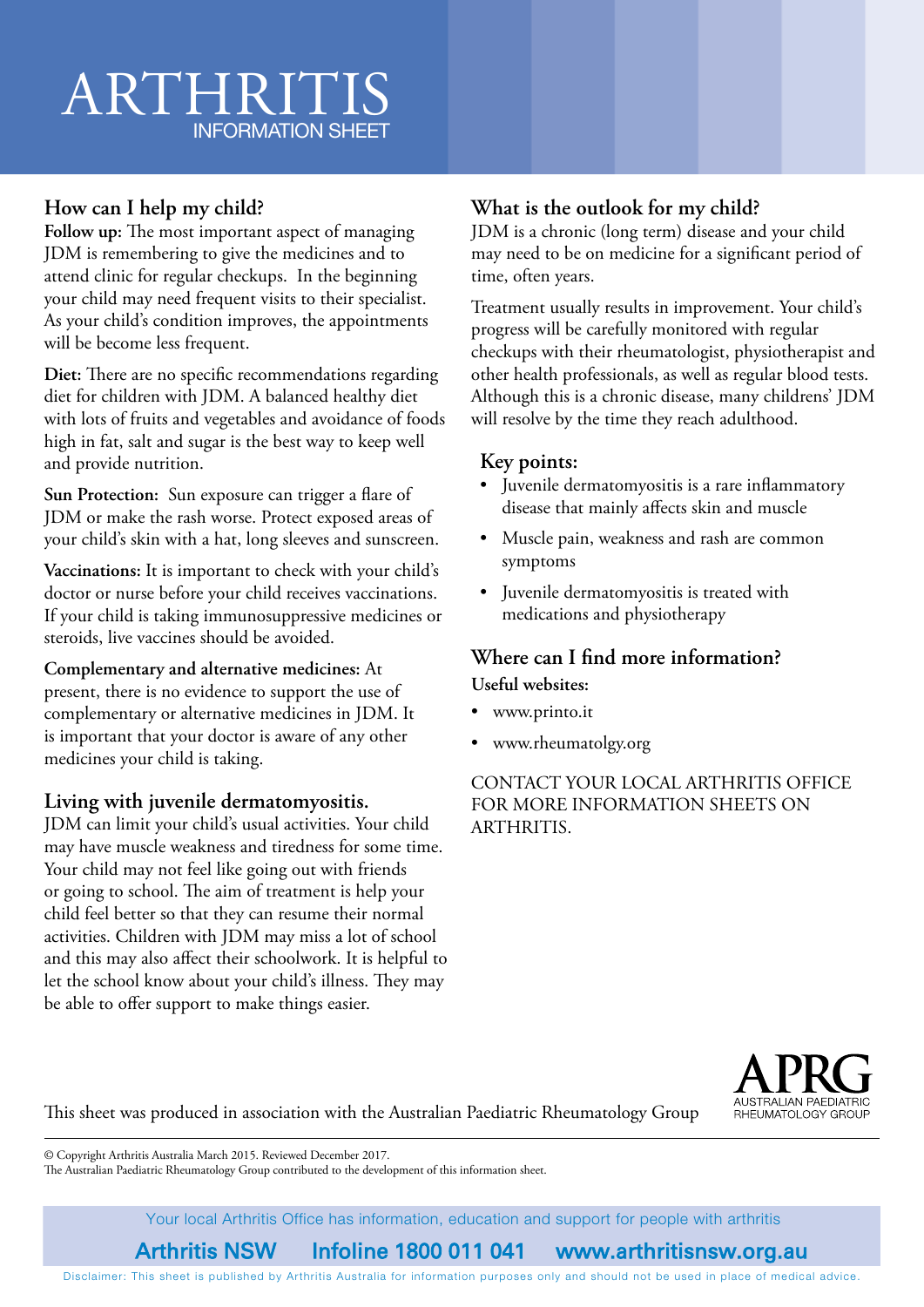# ARTHRITIS
INFORMATION SHEET

## How can I help my child?

**Follow up:** The most important aspect of managing JDM is remembering to give the medicines and to attend clinic for regular checkups. In the beginning your child may need frequent visits to their specialist. As your child's condition improves, the appointments will be become less frequent.

**Diet:** There are no specific recommendations regarding diet for children with JDM. A balanced healthy diet with lots of fruits and vegetables and avoidance of foods high in fat, salt and sugar is the best way to keep well and provide nutrition.

**Sun Protection:** Sun exposure can trigger a flare of JDM or make the rash worse. Protect exposed areas of your child's skin with a hat, long sleeves and sunscreen.

**Vaccinations:** It is important to check with your child's doctor or nurse before your child receives vaccinations. If your child is taking immunosuppressive medicines or steroids, live vaccines should be avoided.

**Complementary and alternative medicines:** At present, there is no evidence to support the use of complementary or alternative medicines in JDM. It is important that your doctor is aware of any other medicines your child is taking.

## Living with juvenile dermatomyositis.

JDM can limit your child's usual activities. Your child may have muscle weakness and tiredness for some time. Your child may not feel like going out with friends or going to school. The aim of treatment is help your child feel better so that they can resume their normal activities. Children with JDM may miss a lot of school and this may also affect their schoolwork. It is helpful to let the school know about your child's illness. They may be able to offer support to make things easier.

## What is the outlook for my child?

JDM is a chronic (long term) disease and your child may need to be on medicine for a significant period of time, often years.

Treatment usually results in improvement. Your child's progress will be carefully monitored with regular checkups with their rheumatologist, physiotherapist and other health professionals, as well as regular blood tests. Although this is a chronic disease, many childrens' JDM will resolve by the time they reach adulthood.

### Key points:

- Juvenile dermatomyositis is a rare inflammatory disease that mainly affects skin and muscle
- Muscle pain, weakness and rash are common symptoms
- Juvenile dermatomyositis is treated with medications and physiotherapy

## Where can I find more information?

**Useful websites:**

- www.printo.it
- www.rheumatolgy.org

CONTACT YOUR LOCAL ARTHRITIS OFFICE FOR MORE INFORMATION SHEETS ON ARTHRITIS.

This sheet was produced in association with the Australian Paediatric Rheumatology Group

APRG AUSTRALIAN PAEDIATRIC RHEUMATOLOGY GROUP

© Copyright Arthritis Australia March 2015. Reviewed December 2017.
The Australian Paediatric Rheumatology Group contributed to the development of this information sheet.

Your local Arthritis Office has information, education and support for people with arthritis

**Arthritis NSW Infoline 1800 011 041 www.arthritisnsw.org.au**

Disclaimer: This sheet is published by Arthritis Australia for information purposes only and should not be used in place of medical advice.